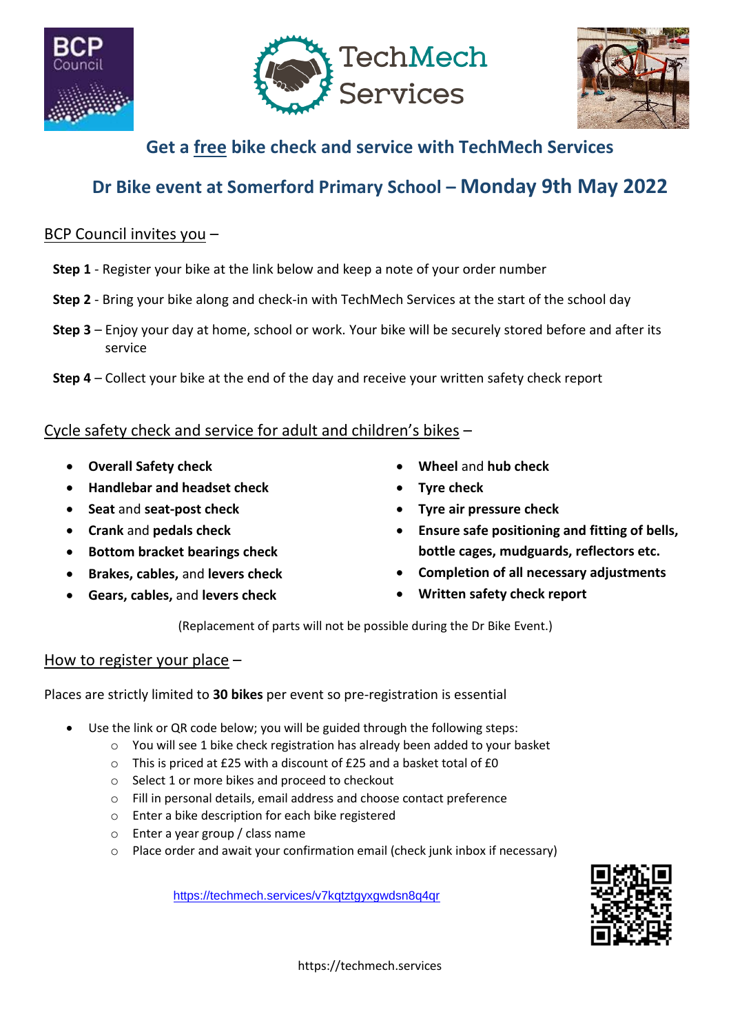## Get a free bike check and service with TechMech Services

## Dr Bike event at Somerford Primary School – Monday 9th May 2022

BCP Council invites you –

**Step 1** - Register your bike at the link below and keep a note of your order number

**Step 2** - Bring your bike along and check-in with TechMech Services at the start of the school day

**Step 3** – Enjoy your day at home, school or work. Your bike will be securely stored before and after its service

**Step 4** – Collect your bike at the end of the day and receive your written safety check report

Cycle safety check and service for adult and children's bikes –

- **Overall Safety check**
- **Handlebar and headset check**
- **Seat** and **seat-post check**
- **Crank** and **pedals check**
- **Bottom bracket bearings check**
- **Brakes, cables,** and **levers check**
- **Gears, cables,** and **levers check**
- **Wheel** and **hub check**
- **Tyre check**
- **Tyre air pressure check**
- **Ensure safe positioning and fitting of bells, bottle cages, mudguards, reflectors etc.**
- **Completion of all necessary adjustments**
- **Written safety check report**

(Replacement of parts will not be possible during the Dr Bike Event.)

How to register your place –

Places are strictly limited to **30 bikes** per event so pre-registration is essential

- Use the link or QR code below; you will be guided through the following steps:
  - You will see 1 bike check registration has already been added to your basket
  - This is priced at £25 with a discount of £25 and a basket total of £0
  - Select 1 or more bikes and proceed to checkout
  - Fill in personal details, email address and choose contact preference
  - Enter a bike description for each bike registered
  - Enter a year group / class name
  - Place order and await your confirmation email (check junk inbox if necessary)

https://techmech.services/v7kqtztgyxgwdsn8q4qr

https://techmech.services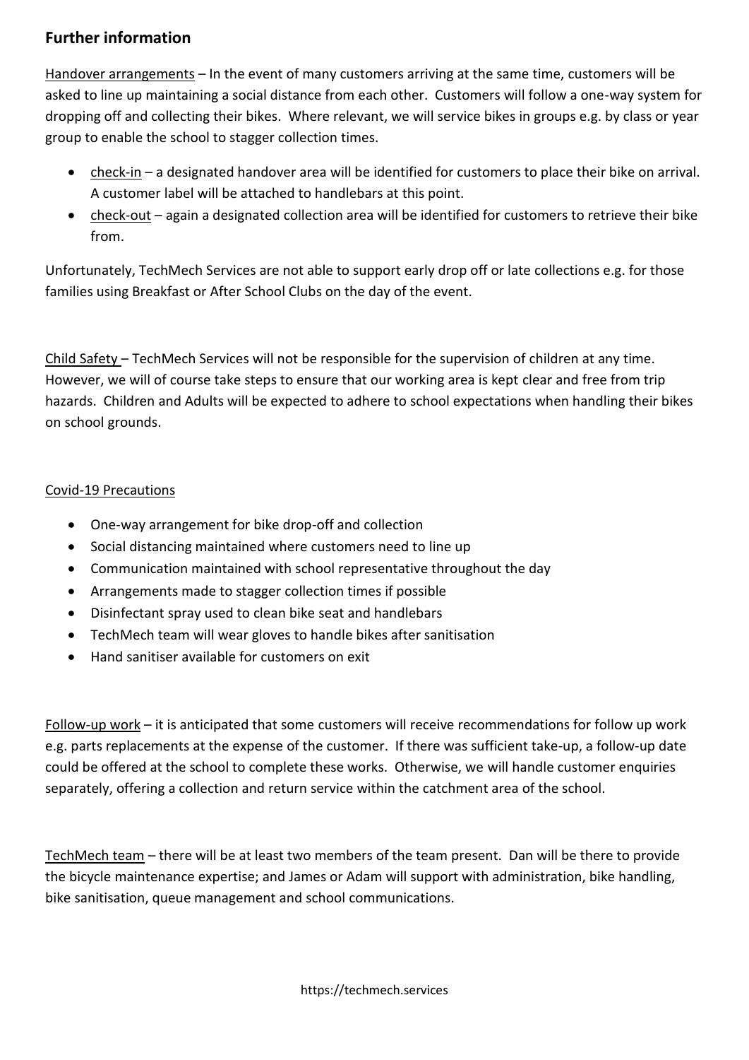## Further information

Handover arrangements – In the event of many customers arriving at the same time, customers will be asked to line up maintaining a social distance from each other. Customers will follow a one-way system for dropping off and collecting their bikes. Where relevant, we will service bikes in groups e.g. by class or year group to enable the school to stagger collection times.

- check-in – a designated handover area will be identified for customers to place their bike on arrival. A customer label will be attached to handlebars at this point.
- check-out – again a designated collection area will be identified for customers to retrieve their bike from.

Unfortunately, TechMech Services are not able to support early drop off or late collections e.g. for those families using Breakfast or After School Clubs on the day of the event.

Child Safety – TechMech Services will not be responsible for the supervision of children at any time. However, we will of course take steps to ensure that our working area is kept clear and free from trip hazards. Children and Adults will be expected to adhere to school expectations when handling their bikes on school grounds.

Covid-19 Precautions

- One-way arrangement for bike drop-off and collection
- Social distancing maintained where customers need to line up
- Communication maintained with school representative throughout the day
- Arrangements made to stagger collection times if possible
- Disinfectant spray used to clean bike seat and handlebars
- TechMech team will wear gloves to handle bikes after sanitisation
- Hand sanitiser available for customers on exit

Follow-up work – it is anticipated that some customers will receive recommendations for follow up work e.g. parts replacements at the expense of the customer. If there was sufficient take-up, a follow-up date could be offered at the school to complete these works. Otherwise, we will handle customer enquiries separately, offering a collection and return service within the catchment area of the school.

TechMech team – there will be at least two members of the team present. Dan will be there to provide the bicycle maintenance expertise; and James or Adam will support with administration, bike handling, bike sanitisation, queue management and school communications.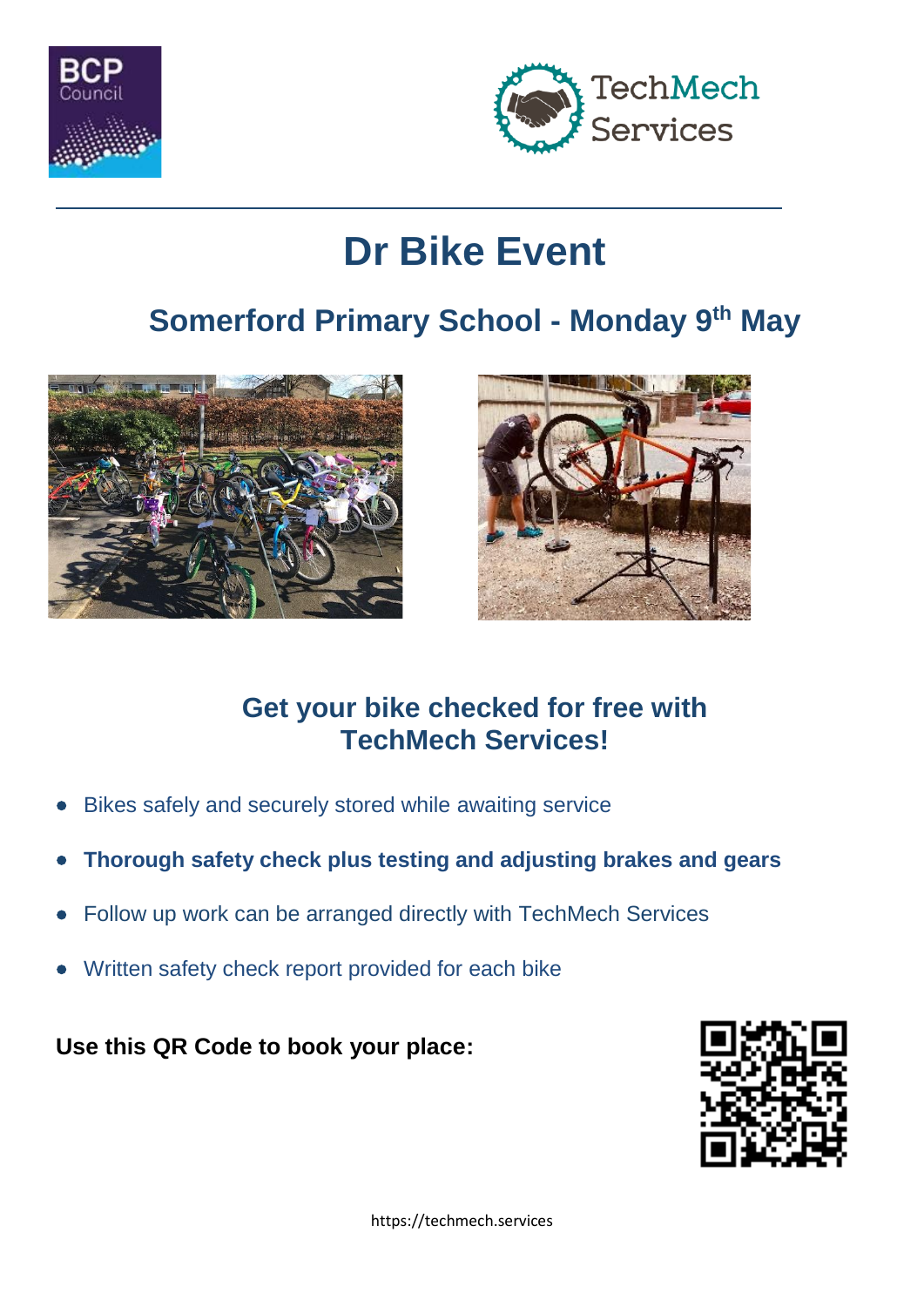# Dr Bike Event

## Somerford Primary School - Monday 9th May

### Get your bike checked for free with TechMech Services!

- Bikes safely and securely stored while awaiting service
- **Thorough safety check plus testing and adjusting brakes and gears**
- Follow up work can be arranged directly with TechMech Services
- Written safety check report provided for each bike

**Use this QR Code to book your place:**

https://techmech.services